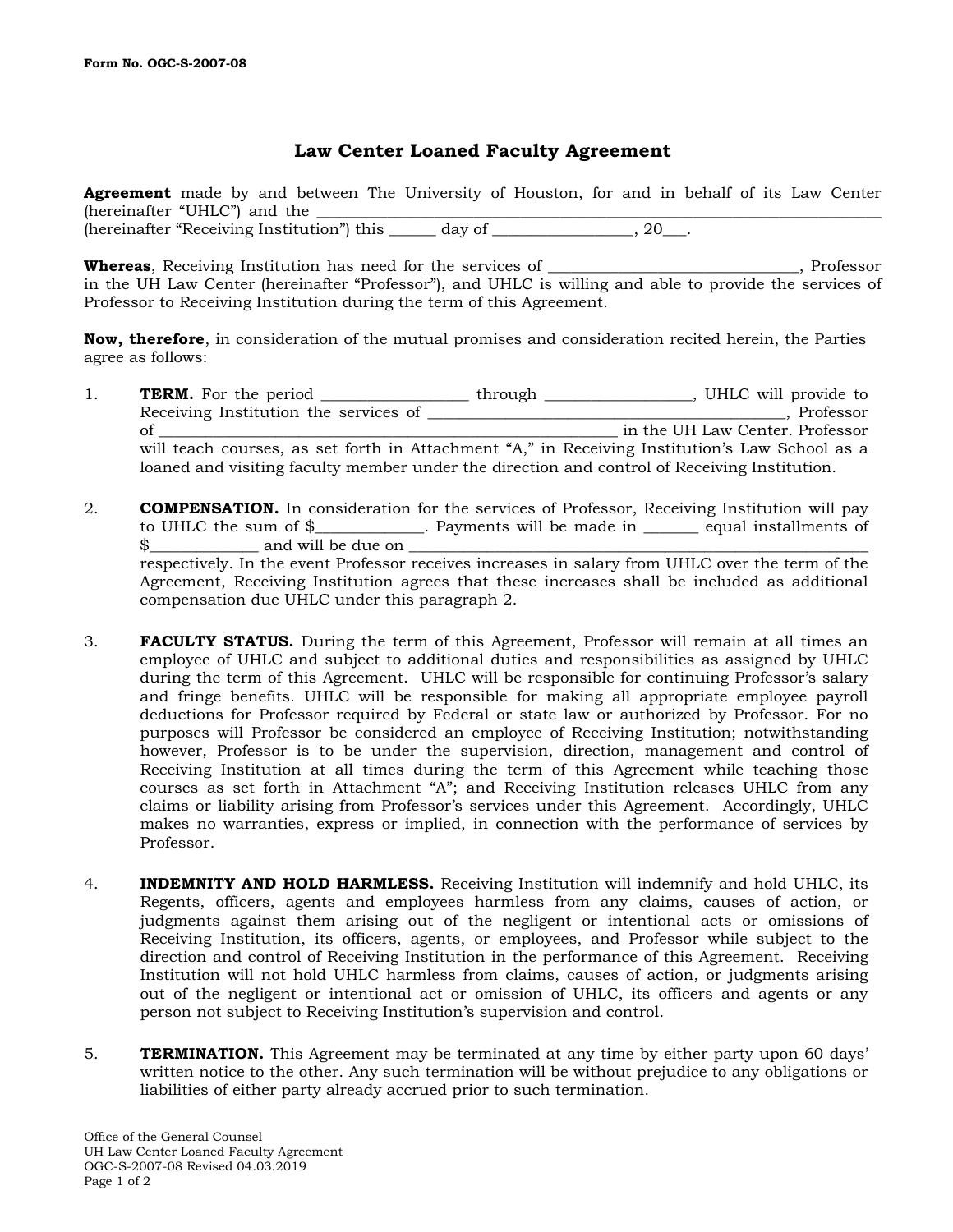Form No. OGC-S-2007-08

# Law Center Loaned Faculty Agreement

**Agreement** made by and between The University of Houston, for and in behalf of its Law Center (hereinafter "UHLC") and the \_\_\_\_\_\_\_\_\_\_\_\_\_\_\_\_\_\_\_\_\_\_\_\_\_\_\_\_\_\_\_\_\_\_\_\_\_\_\_\_\_\_\_\_\_\_\_\_\_\_\_\_\_\_\_\_\_\_\_\_\_\_\_\_\_\_ (hereinafter "Receiving Institution") this \_\_\_\_\_\_ day of \_\_\_\_\_\_\_\_\_\_\_\_\_\_\_\_\_\_, 20\_\_\_.

**Whereas**, Receiving Institution has need for the services of \_\_\_\_\_\_\_\_\_\_\_\_\_\_\_\_\_\_\_\_\_\_\_\_\_\_\_\_\_\_\_\_, Professor in the UH Law Center (hereinafter "Professor"), and UHLC is willing and able to provide the services of Professor to Receiving Institution during the term of this Agreement.

**Now, therefore**, in consideration of the mutual promises and consideration recited herein, the Parties agree as follows:

1. **TERM.** For the period \_\_\_\_\_\_\_\_\_\_\_\_\_\_\_\_\_\_ through \_\_\_\_\_\_\_\_\_\_\_\_\_\_\_\_\_\_, UHLC will provide to Receiving Institution the services of \_\_\_\_\_\_\_\_\_\_\_\_\_\_\_\_\_\_\_\_\_\_\_\_\_\_\_\_\_\_\_\_\_\_\_\_\_\_\_\_\_\_\_, Professor of \_\_\_\_\_\_\_\_\_\_\_\_\_\_\_\_\_\_\_\_\_\_\_\_\_\_\_\_\_\_\_\_\_\_\_\_\_\_\_\_\_\_\_\_\_\_\_\_\_\_\_\_\_\_\_\_\_\_ in the UH Law Center. Professor will teach courses, as set forth in Attachment "A," in Receiving Institution's Law School as a loaned and visiting faculty member under the direction and control of Receiving Institution.

2. **COMPENSATION.** In consideration for the services of Professor, Receiving Institution will pay to UHLC the sum of $\_\_\_\_\_\_\_\_\_\_\_\_\_\_. Payments will be made in \_\_\_\_\_\_\_ equal installments of $\_\_\_\_\_\_\_\_\_\_\_\_\_\_ and will be due on \_\_\_\_\_\_\_\_\_\_\_\_\_\_\_\_\_\_\_\_\_\_\_\_\_\_\_\_\_\_\_\_\_\_\_\_\_\_\_\_\_\_\_\_\_\_\_\_\_\_\_\_\_\_\_\_\_\_\_\_ respectively. In the event Professor receives increases in salary from UHLC over the term of the Agreement, Receiving Institution agrees that these increases shall be included as additional compensation due UHLC under this paragraph 2.

3. **FACULTY STATUS.** During the term of this Agreement, Professor will remain at all times an employee of UHLC and subject to additional duties and responsibilities as assigned by UHLC during the term of this Agreement. UHLC will be responsible for continuing Professor's salary and fringe benefits. UHLC will be responsible for making all appropriate employee payroll deductions for Professor required by Federal or state law or authorized by Professor. For no purposes will Professor be considered an employee of Receiving Institution; notwithstanding however, Professor is to be under the supervision, direction, management and control of Receiving Institution at all times during the term of this Agreement while teaching those courses as set forth in Attachment "A"; and Receiving Institution releases UHLC from any claims or liability arising from Professor's services under this Agreement. Accordingly, UHLC makes no warranties, express or implied, in connection with the performance of services by Professor.

4. **INDEMNITY AND HOLD HARMLESS.** Receiving Institution will indemnify and hold UHLC, its Regents, officers, agents and employees harmless from any claims, causes of action, or judgments against them arising out of the negligent or intentional acts or omissions of Receiving Institution, its officers, agents, or employees, and Professor while subject to the direction and control of Receiving Institution in the performance of this Agreement. Receiving Institution will not hold UHLC harmless from claims, causes of action, or judgments arising out of the negligent or intentional act or omission of UHLC, its officers and agents or any person not subject to Receiving Institution's supervision and control.

5. **TERMINATION.** This Agreement may be terminated at any time by either party upon 60 days' written notice to the other. Any such termination will be without prejudice to any obligations or liabilities of either party already accrued prior to such termination.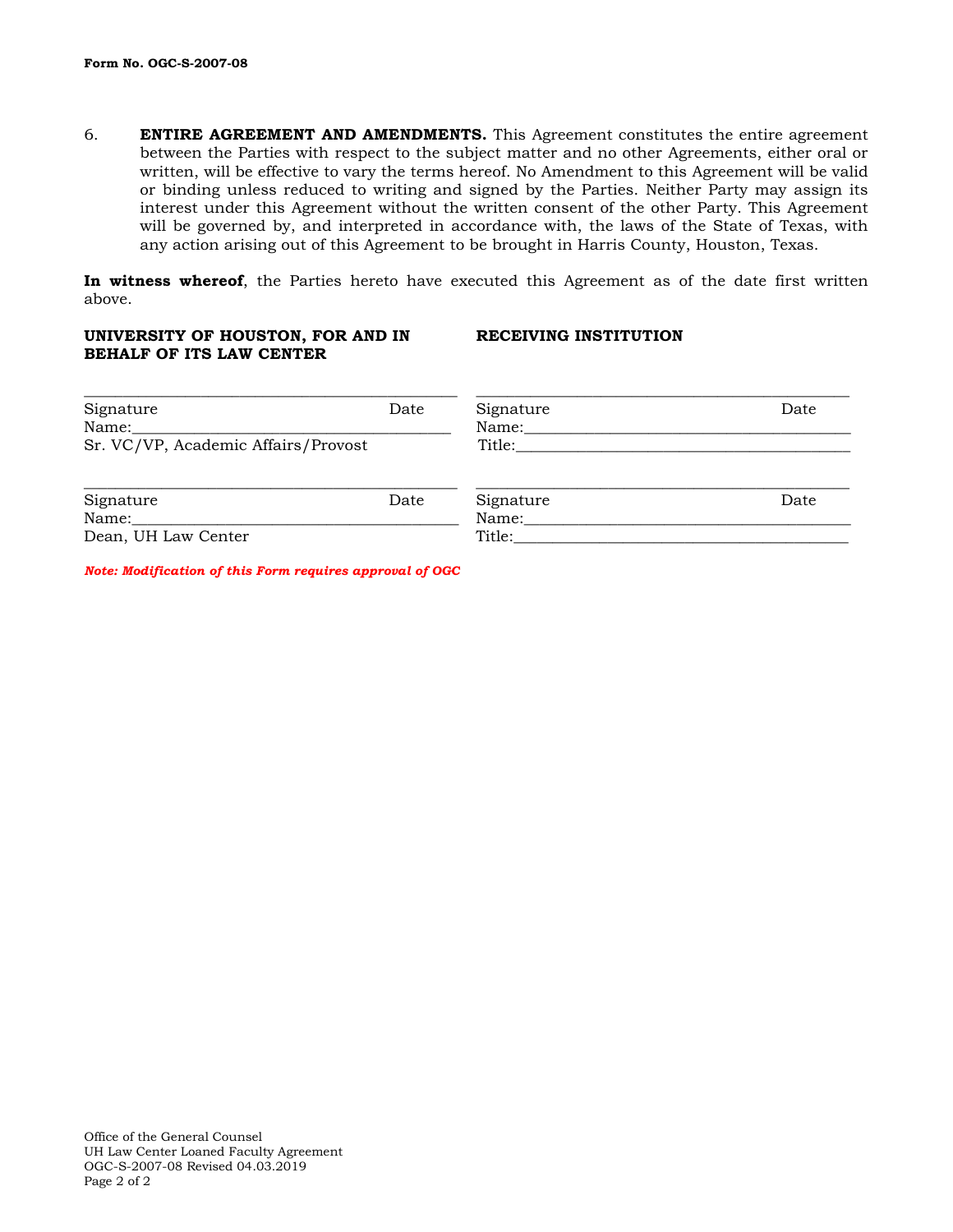6. **ENTIRE AGREEMENT AND AMENDMENTS.** This Agreement constitutes the entire agreement between the Parties with respect to the subject matter and no other Agreements, either oral or written, will be effective to vary the terms hereof. No Amendment to this Agreement will be valid or binding unless reduced to writing and signed by the Parties. Neither Party may assign its interest under this Agreement without the written consent of the other Party. This Agreement will be governed by, and interpreted in accordance with, the laws of the State of Texas, with any action arising out of this Agreement to be brought in Harris County, Houston, Texas.

**In witness whereof**, the Parties hereto have executed this Agreement as of the date first written above.

| **UNIVERSITY OF HOUSTON, FOR AND IN BEHALF OF ITS LAW CENTER** | **RECEIVING INSTITUTION** |
|---|---|
| ______________________________ | ______________________________ |
| Signature Date | Signature Date |
| Name:______________________________ | Name:______________________________ |
| Sr. VC/VP, Academic Affairs/Provost | Title:______________________________ |
| ______________________________ | ______________________________ |
| Signature Date | Signature Date |
| Name:______________________________ | Name:______________________________ |
| Dean, UH Law Center | Title:______________________________ |

***Note: Modification of this Form requires approval of OGC***

Office of the General Counsel
UH Law Center Loaned Faculty Agreement
OGC-S-2007-08 Revised 04.03.2019